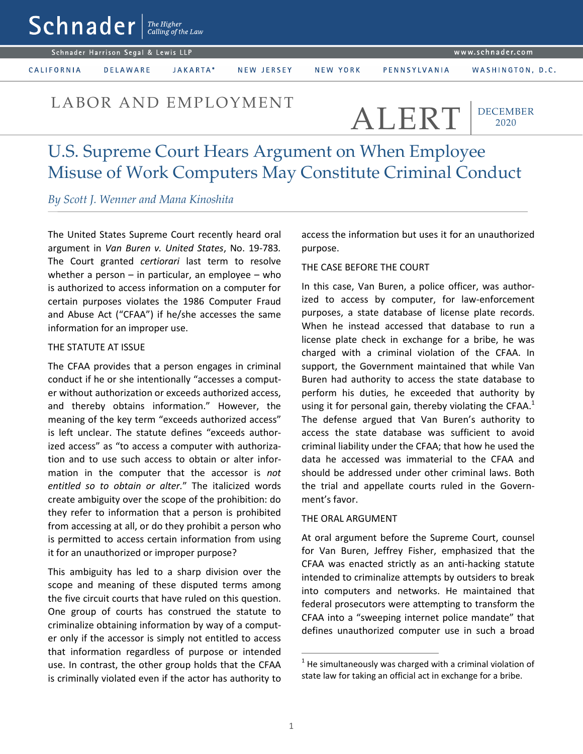Schnader | The Higher Calling of the Law

Schnader Harrison Segal & Lewis LLP — www.schnader.com

CALIFORNIA | DELAWARE | JAKARTA* | NEW JERSEY | NEW YORK | PENNSYLVANIA | WASHINGTON, D.C.

LABOR AND EMPLOYMENT

ALERT — DECEMBER 2020

# U.S. Supreme Court Hears Argument on When Employee Misuse of Work Computers May Constitute Criminal Conduct

*By Scott J. Wenner and Mana Kinoshita*

The United States Supreme Court recently heard oral argument in *Van Buren v. United States*, No. 19-783. The Court granted *certiorari* last term to resolve whether a person – in particular, an employee – who is authorized to access information on a computer for certain purposes violates the 1986 Computer Fraud and Abuse Act ("CFAA") if he/she accesses the same information for an improper use.

## THE STATUTE AT ISSUE

The CFAA provides that a person engages in criminal conduct if he or she intentionally "accesses a computer without authorization or exceeds authorized access, and thereby obtains information." However, the meaning of the key term "exceeds authorized access" is left unclear. The statute defines "exceeds authorized access" as "to access a computer with authorization and to use such access to obtain or alter information in the computer that the accessor is *not entitled so to obtain or alter.*" The italicized words create ambiguity over the scope of the prohibition: do they refer to information that a person is prohibited from accessing at all, or do they prohibit a person who is permitted to access certain information from using it for an unauthorized or improper purpose?

This ambiguity has led to a sharp division over the scope and meaning of these disputed terms among the five circuit courts that have ruled on this question. One group of courts has construed the statute to criminalize obtaining information by way of a computer only if the accessor is simply not entitled to access that information regardless of purpose or intended use. In contrast, the other group holds that the CFAA is criminally violated even if the actor has authority to access the information but uses it for an unauthorized purpose.

## THE CASE BEFORE THE COURT

In this case, Van Buren, a police officer, was authorized to access by computer, for law-enforcement purposes, a state database of license plate records. When he instead accessed that database to run a license plate check in exchange for a bribe, he was charged with a criminal violation of the CFAA. In support, the Government maintained that while Van Buren had authority to access the state database to perform his duties, he exceeded that authority by using it for personal gain, thereby violating the CFAA.[1] The defense argued that Van Buren's authority to access the state database was sufficient to avoid criminal liability under the CFAA; that how he used the data he accessed was immaterial to the CFAA and should be addressed under other criminal laws. Both the trial and appellate courts ruled in the Government's favor.

## THE ORAL ARGUMENT

At oral argument before the Supreme Court, counsel for Van Buren, Jeffrey Fisher, emphasized that the CFAA was enacted strictly as an anti-hacking statute intended to criminalize attempts by outsiders to break into computers and networks. He maintained that federal prosecutors were attempting to transform the CFAA into a "sweeping internet police mandate" that defines unauthorized computer use in such a broad

---

[1] He simultaneously was charged with a criminal violation of state law for taking an official act in exchange for a bribe.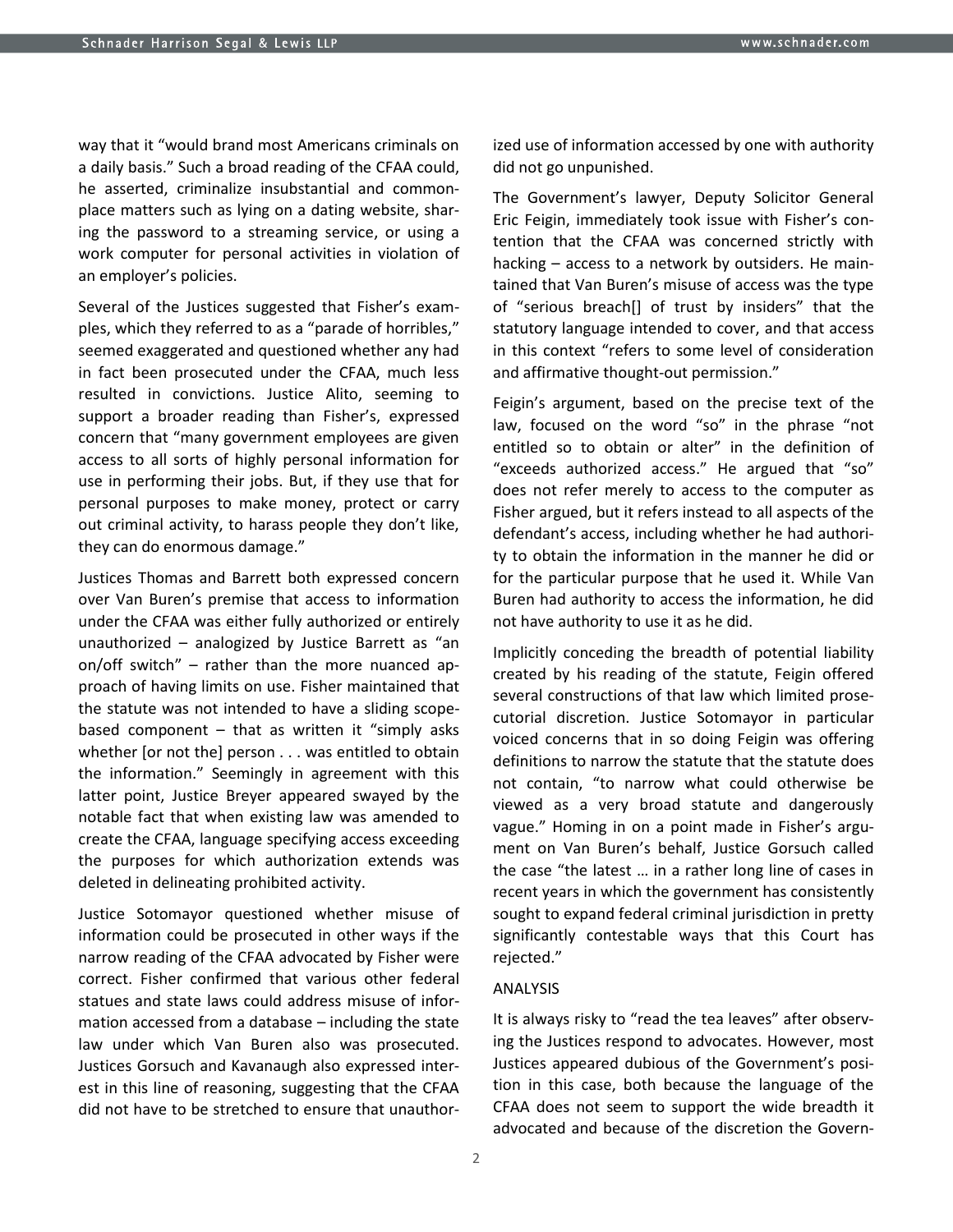way that it "would brand most Americans criminals on a daily basis." Such a broad reading of the CFAA could, he asserted, criminalize insubstantial and commonplace matters such as lying on a dating website, sharing the password to a streaming service, or using a work computer for personal activities in violation of an employer's policies.

Several of the Justices suggested that Fisher's examples, which they referred to as a "parade of horribles," seemed exaggerated and questioned whether any had in fact been prosecuted under the CFAA, much less resulted in convictions. Justice Alito, seeming to support a broader reading than Fisher's, expressed concern that "many government employees are given access to all sorts of highly personal information for use in performing their jobs. But, if they use that for personal purposes to make money, protect or carry out criminal activity, to harass people they don't like, they can do enormous damage."

Justices Thomas and Barrett both expressed concern over Van Buren's premise that access to information under the CFAA was either fully authorized or entirely unauthorized – analogized by Justice Barrett as "an on/off switch" – rather than the more nuanced approach of having limits on use. Fisher maintained that the statute was not intended to have a sliding scope-based component – that as written it "simply asks whether [or not the] person . . . was entitled to obtain the information." Seemingly in agreement with this latter point, Justice Breyer appeared swayed by the notable fact that when existing law was amended to create the CFAA, language specifying access exceeding the purposes for which authorization extends was deleted in delineating prohibited activity.

Justice Sotomayor questioned whether misuse of information could be prosecuted in other ways if the narrow reading of the CFAA advocated by Fisher were correct. Fisher confirmed that various other federal statues and state laws could address misuse of information accessed from a database – including the state law under which Van Buren also was prosecuted. Justices Gorsuch and Kavanaugh also expressed interest in this line of reasoning, suggesting that the CFAA did not have to be stretched to ensure that unauthorized use of information accessed by one with authority did not go unpunished.

The Government's lawyer, Deputy Solicitor General Eric Feigin, immediately took issue with Fisher's contention that the CFAA was concerned strictly with hacking – access to a network by outsiders. He maintained that Van Buren's misuse of access was the type of "serious breach[] of trust by insiders" that the statutory language intended to cover, and that access in this context "refers to some level of consideration and affirmative thought-out permission."

Feigin's argument, based on the precise text of the law, focused on the word "so" in the phrase "not entitled so to obtain or alter" in the definition of "exceeds authorized access." He argued that "so" does not refer merely to access to the computer as Fisher argued, but it refers instead to all aspects of the defendant's access, including whether he had authority to obtain the information in the manner he did or for the particular purpose that he used it. While Van Buren had authority to access the information, he did not have authority to use it as he did.

Implicitly conceding the breadth of potential liability created by his reading of the statute, Feigin offered several constructions of that law which limited prosecutorial discretion. Justice Sotomayor in particular voiced concerns that in so doing Feigin was offering definitions to narrow the statute that the statute does not contain, "to narrow what could otherwise be viewed as a very broad statute and dangerously vague." Homing in on a point made in Fisher's argument on Van Buren's behalf, Justice Gorsuch called the case "the latest … in a rather long line of cases in recent years in which the government has consistently sought to expand federal criminal jurisdiction in pretty significantly contestable ways that this Court has rejected."

## ANALYSIS

It is always risky to "read the tea leaves" after observing the Justices respond to advocates. However, most Justices appeared dubious of the Government's position in this case, both because the language of the CFAA does not seem to support the wide breadth it advocated and because of the discretion the Govern-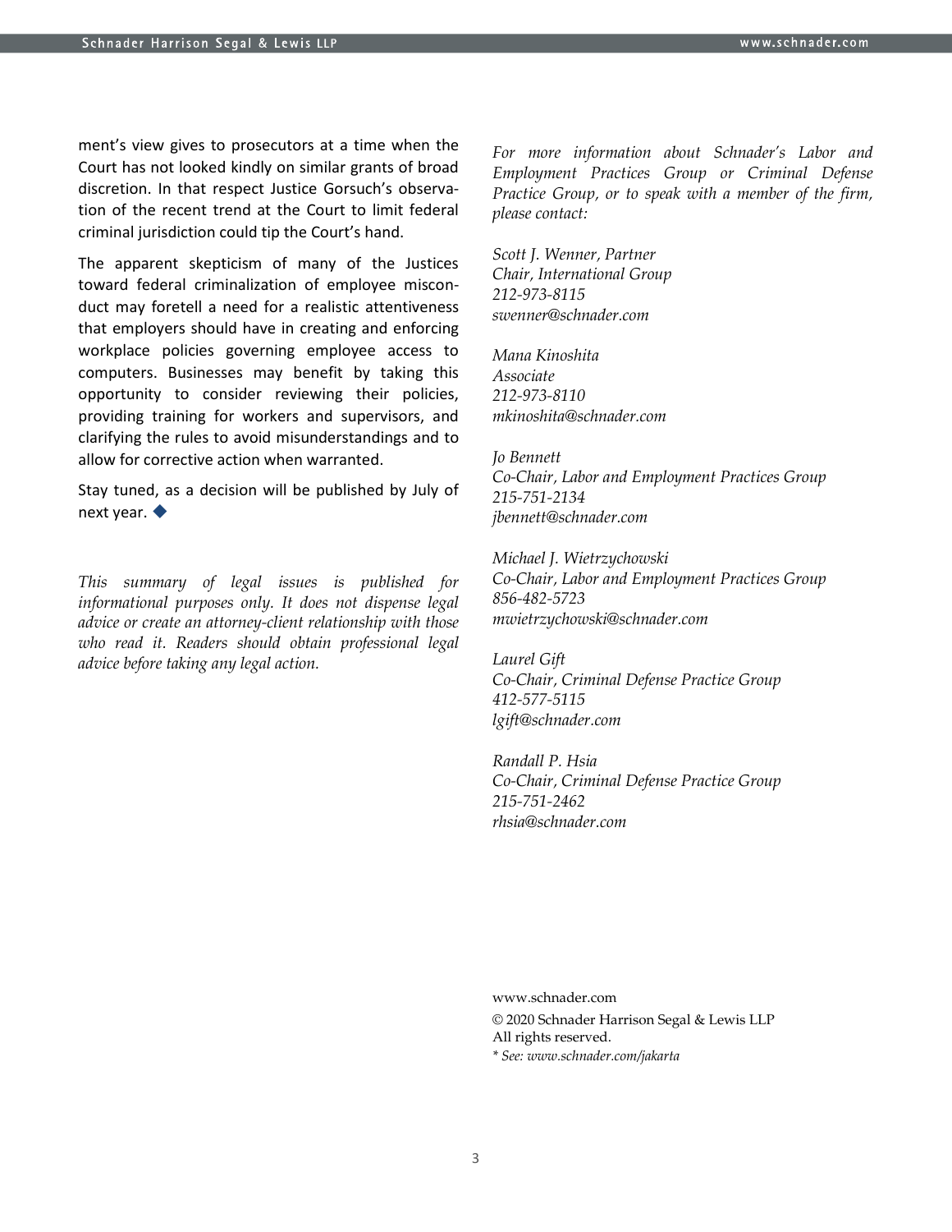ment's view gives to prosecutors at a time when the Court has not looked kindly on similar grants of broad discretion. In that respect Justice Gorsuch's observation of the recent trend at the Court to limit federal criminal jurisdiction could tip the Court's hand.

The apparent skepticism of many of the Justices toward federal criminalization of employee misconduct may foretell a need for a realistic attentiveness that employers should have in creating and enforcing workplace policies governing employee access to computers. Businesses may benefit by taking this opportunity to consider reviewing their policies, providing training for workers and supervisors, and clarifying the rules to avoid misunderstandings and to allow for corrective action when warranted.

Stay tuned, as a decision will be published by July of next year. ◆

*This summary of legal issues is published for informational purposes only. It does not dispense legal advice or create an attorney-client relationship with those who read it. Readers should obtain professional legal advice before taking any legal action.*

*For more information about Schnader's Labor and Employment Practices Group or Criminal Defense Practice Group, or to speak with a member of the firm, please contact:*

*Scott J. Wenner, Partner*
*Chair, International Group*
*212-973-8115*
*swenner@schnader.com*

*Mana Kinoshita*
*Associate*
*212-973-8110*
*mkinoshita@schnader.com*

*Jo Bennett*
*Co-Chair, Labor and Employment Practices Group*
*215-751-2134*
*jbennett@schnader.com*

*Michael J. Wietrzychowski*
*Co-Chair, Labor and Employment Practices Group*
*856-482-5723*
*mwietrzychowski@schnader.com*

*Laurel Gift*
*Co-Chair, Criminal Defense Practice Group*
*412-577-5115*
*lgift@schnader.com*

*Randall P. Hsia*
*Co-Chair, Criminal Defense Practice Group*
*215-751-2462*
*rhsia@schnader.com*

www.schnader.com

© 2020 Schnader Harrison Segal & Lewis LLP
All rights reserved.

*\* See: www.schnader.com/jakarta*